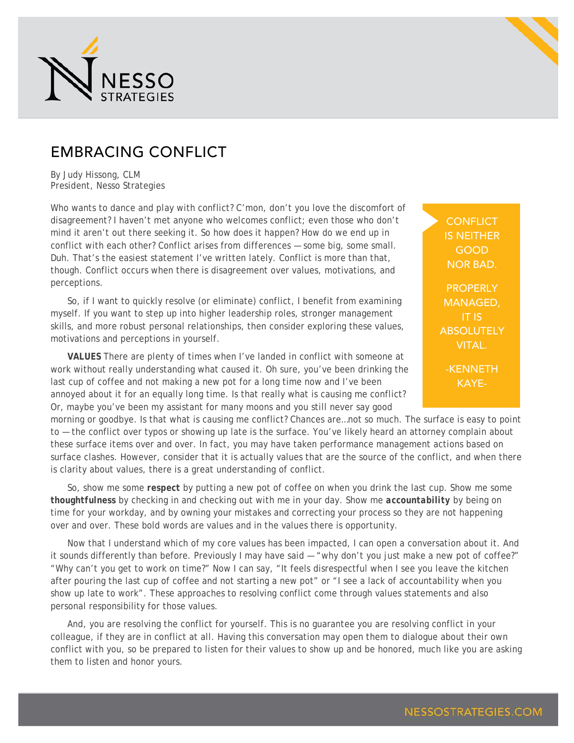NESSO STRATEGIES

# EMBRACING CONFLICT

By Judy Hissong, CLM
President, Nesso Strategies

> CONFLICT IS NEITHER GOOD NOR BAD.
>
> PROPERLY MANAGED, IT IS ABSOLUTELY VITAL.
>
> -KENNETH KAYE-

Who wants to dance and play with conflict? C'mon, don't you love the discomfort of disagreement? I haven't met anyone who welcomes conflict; even those who don't mind it aren't out there seeking it. So how does it happen? How do we end up in conflict with each other? Conflict arises from differences — some big, some small. Duh. That's the easiest statement I've written lately. Conflict is more than that, though. Conflict occurs when there is disagreement over values, motivations, and perceptions.

So, if I want to quickly resolve (or eliminate) conflict, I benefit from examining myself. If you want to step up into higher leadership roles, stronger management skills, and more robust personal relationships, then consider exploring these values, motivations and perceptions in yourself.

**VALUES** There are plenty of times when I've landed in conflict with someone at work without really understanding what caused it. Oh sure, you've been drinking the last cup of coffee and not making a new pot for a long time now and I've been annoyed about it for an equally long time. Is that really what is causing me conflict? Or, maybe you've been my assistant for many moons and you still never say good morning or goodbye. Is that what is causing me conflict? Chances are…not so much. The surface is easy to point to — the conflict over typos or showing up late is the surface. You've likely heard an attorney complain about these surface items over and over. In fact, you may have taken performance management actions based on surface clashes. However, consider that it is actually values that are the source of the conflict, and when there is clarity about values, there is a great understanding of conflict.

So, show me some **respect** by putting a new pot of coffee on when you drink the last cup. Show me some **thoughtfulness** by checking in and checking out with me in your day. Show me **accountability** by being on time for your workday, and by owning your mistakes and correcting your process so they are not happening over and over. These bold words are values and in the values there is opportunity.

Now that I understand which of my core values has been impacted, I can open a conversation about it. And it sounds differently than before. Previously I may have said — "why don't you just make a new pot of coffee?" "Why can't you get to work on time?" Now I can say, "It feels disrespectful when I see you leave the kitchen after pouring the last cup of coffee and not starting a new pot" or "I see a lack of accountability when you show up late to work". These approaches to resolving conflict come through values statements and also personal responsibility for those values.

And, you are resolving the conflict for yourself. This is no guarantee you are resolving conflict in your colleague, if they are in conflict at all. Having this conversation may open them to dialogue about their own conflict with you, so be prepared to listen for their values to show up and be honored, much like you are asking them to listen and honor yours.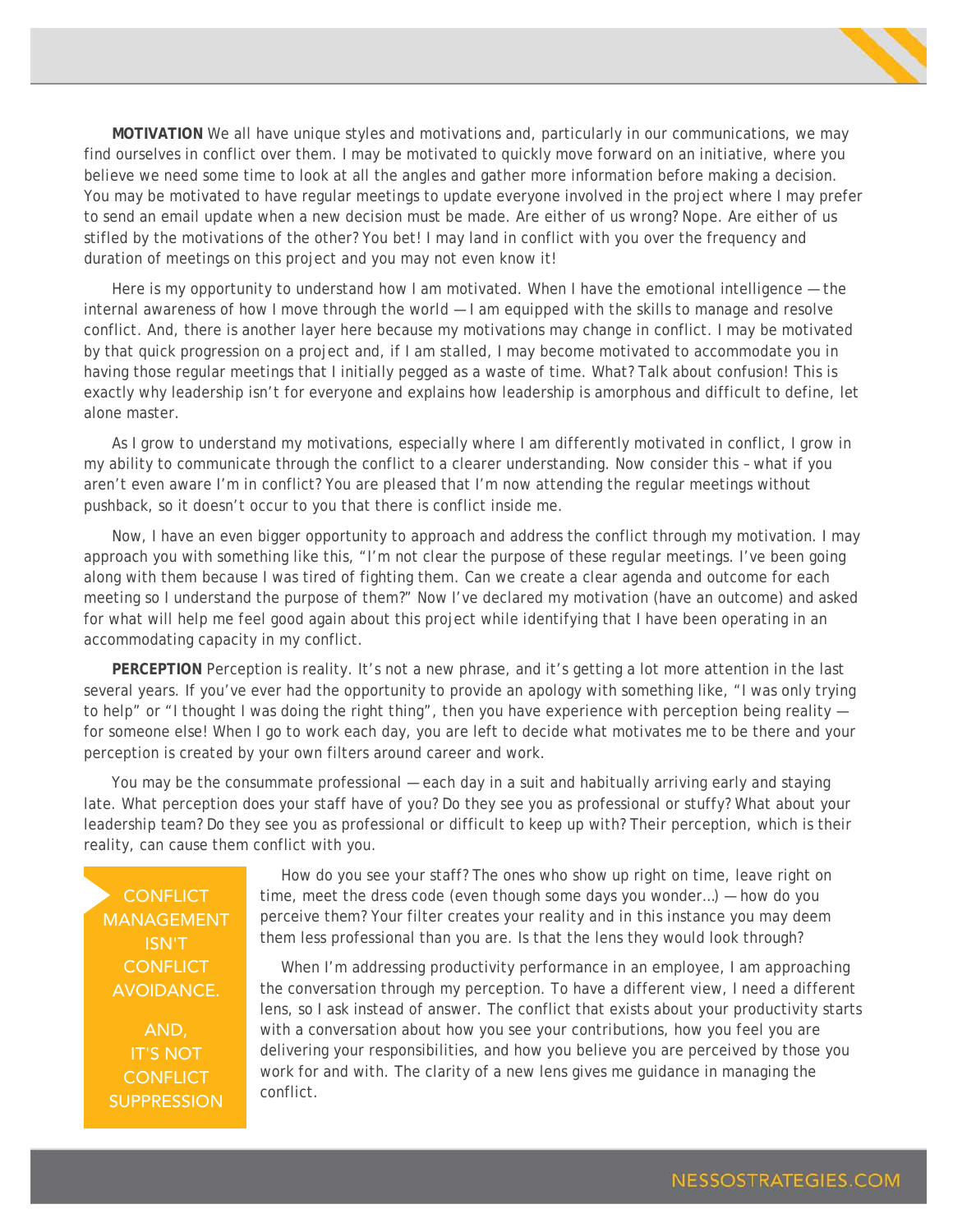**MOTIVATION** We all have unique styles and motivations and, particularly in our communications, we may find ourselves in conflict over them. I may be motivated to quickly move forward on an initiative, where you believe we need some time to look at all the angles and gather more information before making a decision. You may be motivated to have regular meetings to update everyone involved in the project where I may prefer to send an email update when a new decision must be made. Are either of us wrong? Nope. Are either of us stifled by the motivations of the other? You bet! I may land in conflict with you over the frequency and duration of meetings on this project and you may not even know it!

Here is my opportunity to understand how I am motivated. When I have the emotional intelligence — the internal awareness of how I move through the world — I am equipped with the skills to manage and resolve conflict. And, there is another layer here because my motivations may change in conflict. I may be motivated by that quick progression on a project and, if I am stalled, I may become motivated to accommodate you in having those regular meetings that I initially pegged as a waste of time. What? Talk about confusion! This is exactly why leadership isn't for everyone and explains how leadership is amorphous and difficult to define, let alone master.

As I grow to understand my motivations, especially where I am differently motivated in conflict, I grow in my ability to communicate through the conflict to a clearer understanding. Now consider this – what if you aren't even aware I'm in conflict? You are pleased that I'm now attending the regular meetings without pushback, so it doesn't occur to you that there is conflict inside me.

Now, I have an even bigger opportunity to approach and address the conflict through my motivation. I may approach you with something like this, "I'm not clear the purpose of these regular meetings. I've been going along with them because I was tired of fighting them. Can we create a clear agenda and outcome for each meeting so I understand the purpose of them?" Now I've declared my motivation (have an outcome) and asked for what will help me feel good again about this project while identifying that I have been operating in an accommodating capacity in my conflict.

**PERCEPTION** Perception is reality. It's not a new phrase, and it's getting a lot more attention in the last several years. If you've ever had the opportunity to provide an apology with something like, "I was only trying to help" or "I thought I was doing the right thing", then you have experience with perception being reality — for someone else! When I go to work each day, you are left to decide what motivates me to be there and your perception is created by your own filters around career and work.

You may be the consummate professional — each day in a suit and habitually arriving early and staying late. What perception does your staff have of you? Do they see you as professional or stuffy? What about your leadership team? Do they see you as professional or difficult to keep up with? Their perception, which is their reality, can cause them conflict with you.

> CONFLICT MANAGEMENT ISN'T CONFLICT AVOIDANCE.
>
> AND, IT'S NOT CONFLICT SUPPRESSION

How do you see your staff? The ones who show up right on time, leave right on time, meet the dress code (even though some days you wonder…) — how do you perceive them? Your filter creates your reality and in this instance you may deem them less professional than you are. Is that the lens they would look through?

When I'm addressing productivity performance in an employee, I am approaching the conversation through my perception. To have a different view, I need a different lens, so I ask instead of answer. The conflict that exists about your productivity starts with a conversation about how you see your contributions, how you feel you are delivering your responsibilities, and how you believe you are perceived by those you work for and with. The clarity of a new lens gives me guidance in managing the conflict.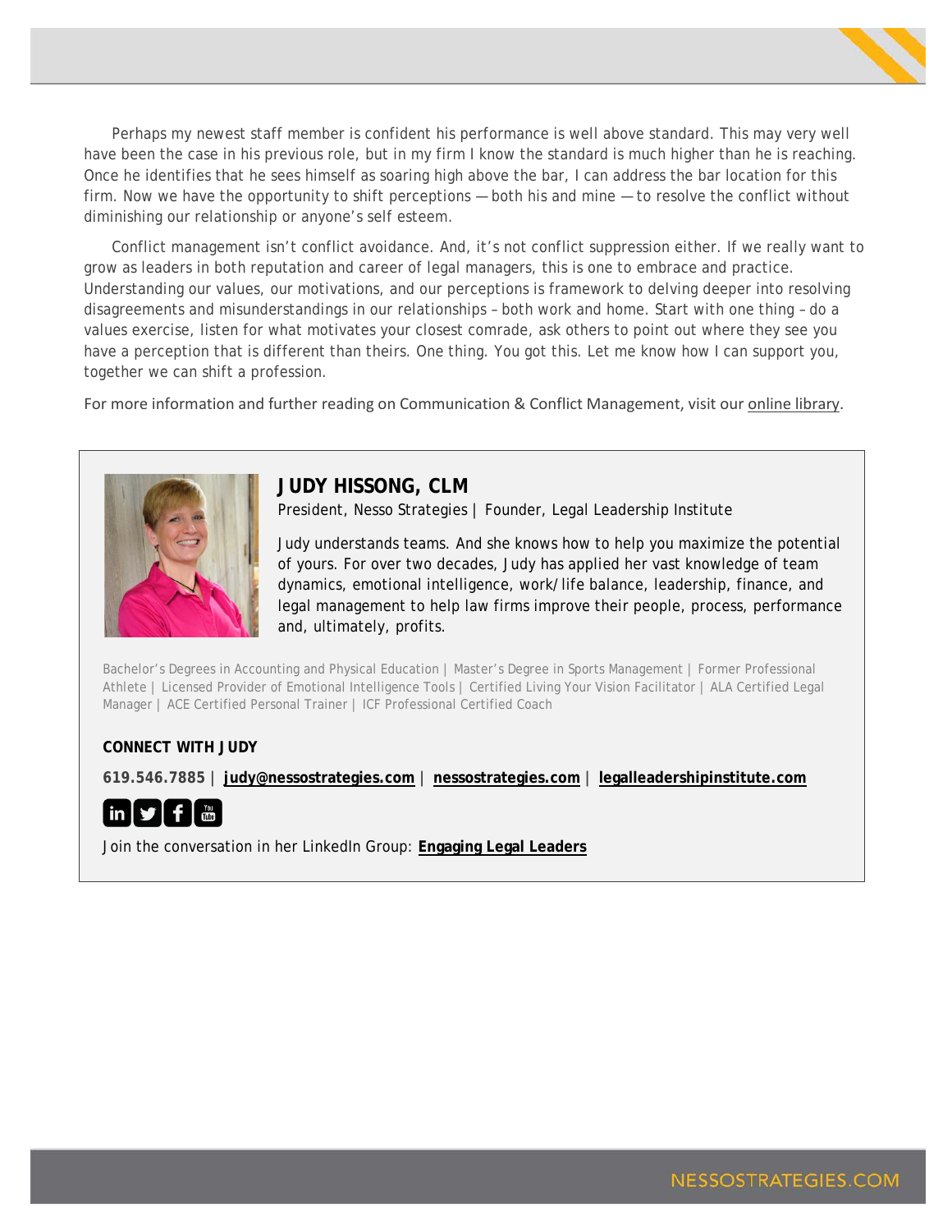Perhaps my newest staff member is confident his performance is well above standard. This may very well have been the case in his previous role, but in my firm I know the standard is much higher than he is reaching. Once he identifies that he sees himself as soaring high above the bar, I can address the bar location for this firm. Now we have the opportunity to shift perceptions — both his and mine — to resolve the conflict without diminishing our relationship or anyone's self esteem.

Conflict management isn't conflict avoidance. And, it's not conflict suppression either. If we really want to grow as leaders in both reputation and career of legal managers, this is one to embrace and practice. Understanding our values, our motivations, and our perceptions is framework to delving deeper into resolving disagreements and misunderstandings in our relationships – both work and home. Start with one thing – do a values exercise, listen for what motivates your closest comrade, ask others to point out where they see you have a perception that is different than theirs. One thing. You got this. Let me know how I can support you, together we can shift a profession.

For more information and further reading on Communication & Conflict Management, visit our online library.

## JUDY HISSONG, CLM

President, Nesso Strategies | Founder, Legal Leadership Institute

Judy understands teams. And she knows how to help you maximize the potential of yours. For over two decades, Judy has applied her vast knowledge of team dynamics, emotional intelligence, work/life balance, leadership, finance, and legal management to help law firms improve their people, process, performance and, ultimately, profits.

Bachelor's Degrees in Accounting and Physical Education | Master's Degree in Sports Management | Former Professional Athlete | Licensed Provider of Emotional Intelligence Tools | Certified Living Your Vision Facilitator | ALA Certified Legal Manager | ACE Certified Personal Trainer | ICF Professional Certified Coach

**CONNECT WITH JUDY**

**619.546.7885** | **judy@nessostrategies.com** | **nessostrategies.com** | **legalleadershipinstitute.com**

Join the conversation in her LinkedIn Group: **Engaging Legal Leaders**